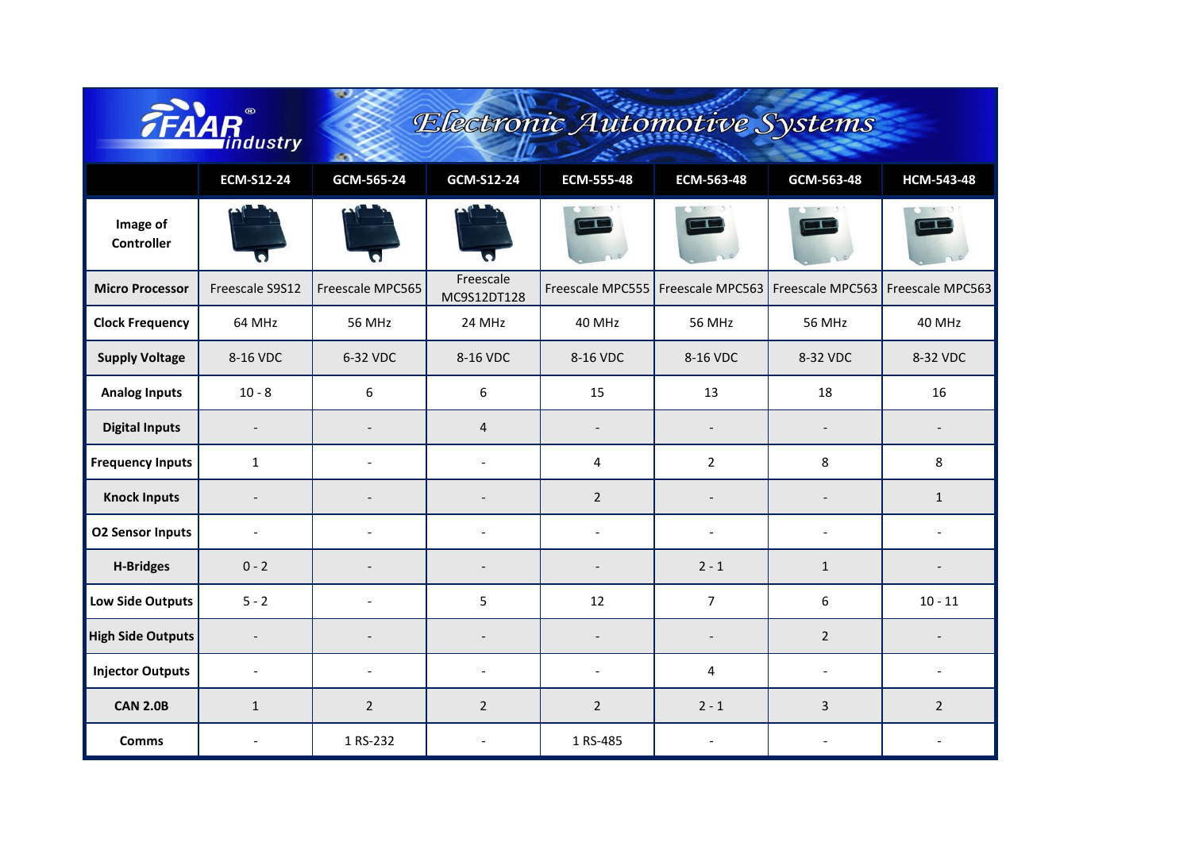# FAAR industry

## Electronic Automotive Systems

| | ECM-S12-24 | GCM-565-24 | GCM-S12-24 | ECM-555-48 | ECM-563-48 | GCM-563-48 | HCM-543-48 |
|---|---|---|---|---|---|---|---|
| **Image of Controller** | | | | | | | |
| **Micro Processor** | Freescale S9S12 | Freescale MPC565 | Freescale MC9S12DT128 | Freescale MPC555 | Freescale MPC563 | Freescale MPC563 | Freescale MPC563 |
| **Clock Frequency** | 64 MHz | 56 MHz | 24 MHz | 40 MHz | 56 MHz | 56 MHz | 40 MHz |
| **Supply Voltage** | 8-16 VDC | 6-32 VDC | 8-16 VDC | 8-16 VDC | 8-16 VDC | 8-32 VDC | 8-32 VDC |
| **Analog Inputs** | 10 - 8 | 6 | 6 | 15 | 13 | 18 | 16 |
| **Digital Inputs** | - | - | 4 | - | - | - | - |
| **Frequency Inputs** | 1 | - | - | 4 | 2 | 8 | 8 |
| **Knock Inputs** | - | - | - | 2 | - | - | 1 |
| **O2 Sensor Inputs** | - | - | - | - | - | - | - |
| **H-Bridges** | 0 - 2 | - | - | - | 2 - 1 | 1 | - |
| **Low Side Outputs** | 5 - 2 | - | 5 | 12 | 7 | 6 | 10 - 11 |
| **High Side Outputs** | - | - | - | - | - | 2 | - |
| **Injector Outputs** | - | - | - | - | 4 | - | - |
| **CAN 2.0B** | 1 | 2 | 2 | 2 | 2 - 1 | 3 | 2 |
| **Comms** | - | 1 RS-232 | - | 1 RS-485 | - | - | - |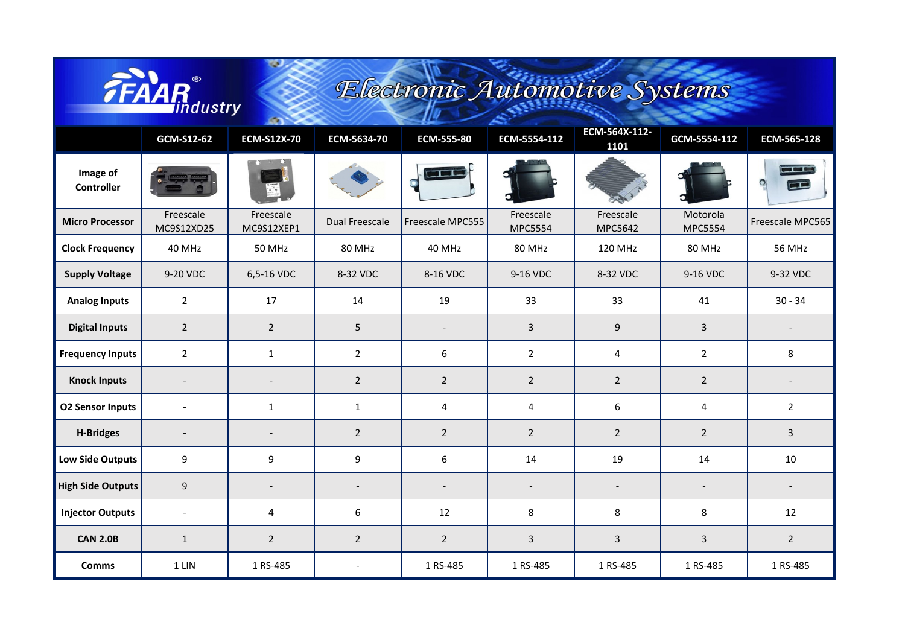# FAAR industry — Electronic Automotive Systems

| | GCM-S12-62 | ECM-S12X-70 | ECM-5634-70 | ECM-555-80 | ECM-5554-112 | ECM-564X-112-1101 | GCM-5554-112 | ECM-565-128 |
|---|---|---|---|---|---|---|---|---|
| Image of Controller | | | | | | | | |
| Micro Processor | Freescale MC9S12XD25 | Freescale MC9S12XEP1 | Dual Freescale | Freescale MPC555 | Freescale MPC5554 | Freescale MPC5642 | Motorola MPC5554 | Freescale MPC565 |
| Clock Frequency | 40 MHz | 50 MHz | 80 MHz | 40 MHz | 80 MHz | 120 MHz | 80 MHz | 56 MHz |
| Supply Voltage | 9-20 VDC | 6,5-16 VDC | 8-32 VDC | 8-16 VDC | 9-16 VDC | 8-32 VDC | 9-16 VDC | 9-32 VDC |
| Analog Inputs | 2 | 17 | 14 | 19 | 33 | 33 | 41 | 30 - 34 |
| Digital Inputs | 2 | 2 | 5 | - | 3 | 9 | 3 | - |
| Frequency Inputs | 2 | 1 | 2 | 6 | 2 | 4 | 2 | 8 |
| Knock Inputs | - | - | 2 | 2 | 2 | 2 | 2 | - |
| O2 Sensor Inputs | - | 1 | 1 | 4 | 4 | 6 | 4 | 2 |
| H-Bridges | - | - | 2 | 2 | 2 | 2 | 2 | 3 |
| Low Side Outputs | 9 | 9 | 9 | 6 | 14 | 19 | 14 | 10 |
| High Side Outputs | 9 | - | - | - | - | - | - | - |
| Injector Outputs | - | 4 | 6 | 12 | 8 | 8 | 8 | 12 |
| CAN 2.0B | 1 | 2 | 2 | 2 | 3 | 3 | 3 | 2 |
| Comms | 1 LIN | 1 RS-485 | - | 1 RS-485 | 1 RS-485 | 1 RS-485 | 1 RS-485 | 1 RS-485 |